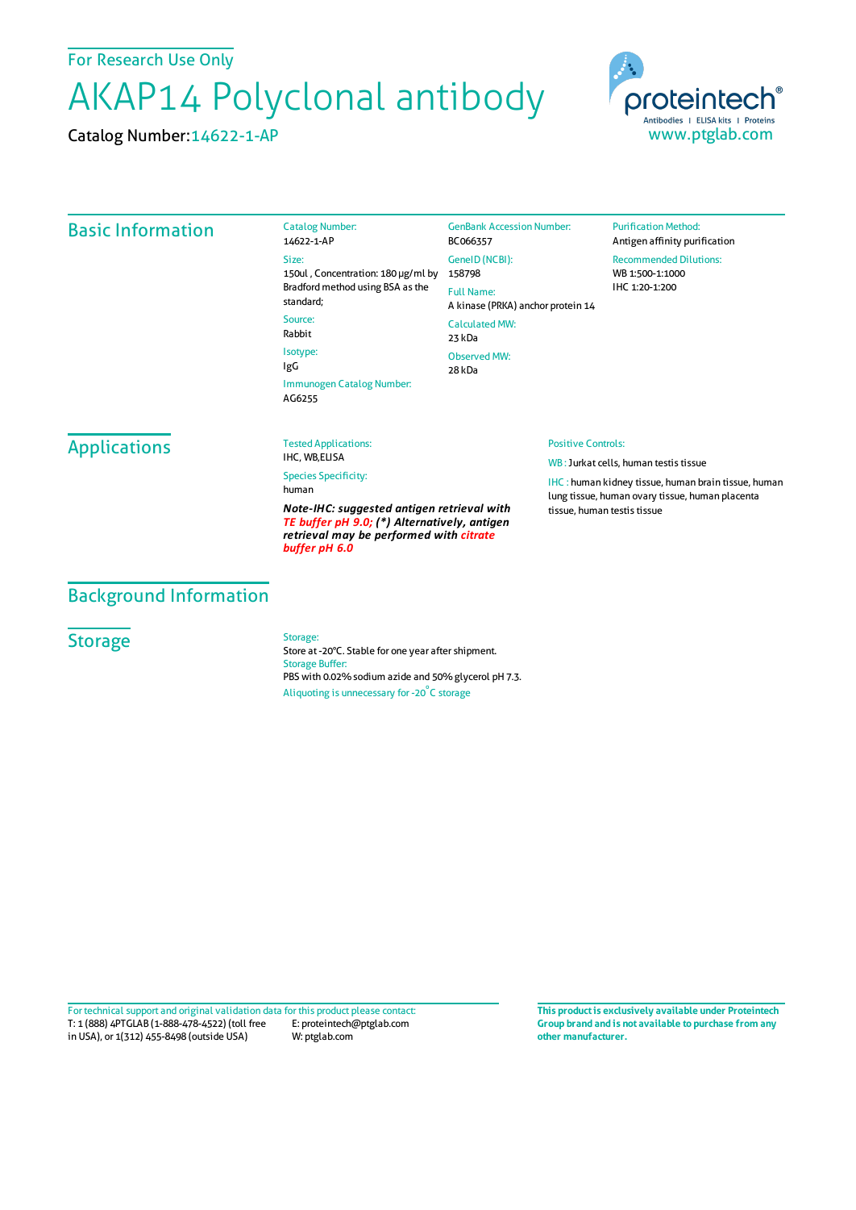For Research Use Only

# AKAP14 Polyclonal antibody

Catalog Number: 14622-1-AP

proteintech®
Antibodies | ELISA kits | Proteins
www.ptglab.com

## Basic Information

Catalog Number:
14622-1-AP

Size:
150ul , Concentration: 180 μg/ml by Bradford method using BSA as the standard;

Source:
Rabbit

Isotype:
IgG

Immunogen Catalog Number:
AG6255

GenBank Accession Number:
BC066357

GeneID (NCBI):
158798

Full Name:
A kinase (PRKA) anchor protein 14

Calculated MW:
23 kDa

Observed MW:
28 kDa

Purification Method:
Antigen affinity purification

Recommended Dilutions:
WB 1:500-1:1000
IHC 1:20-1:200

## Applications

Tested Applications:
IHC, WB,ELISA

Species Specificity:
human

***Note-IHC: suggested antigen retrieval with TE buffer pH 9.0; (\*) Alternatively, antigen retrieval may be performed with citrate buffer pH 6.0***

Positive Controls:

WB : Jurkat cells, human testis tissue

IHC : human kidney tissue, human brain tissue, human lung tissue, human ovary tissue, human placenta tissue, human testis tissue

## Background Information

## Storage

Storage:
Store at -20°C. Stable for one year after shipment.

Storage Buffer:
PBS with 0.02% sodium azide and 50% glycerol pH 7.3.

Aliquoting is unnecessary for -20°C storage

For technical support and original validation data for this product please contact:
T: 1 (888) 4PTGLAB (1-888-478-4522) (toll free in USA), or 1(312) 455-8498 (outside USA)
E: proteintech@ptglab.com
W: ptglab.com

**This product is exclusively available under Proteintech Group brand and is not available to purchase from any other manufacturer.**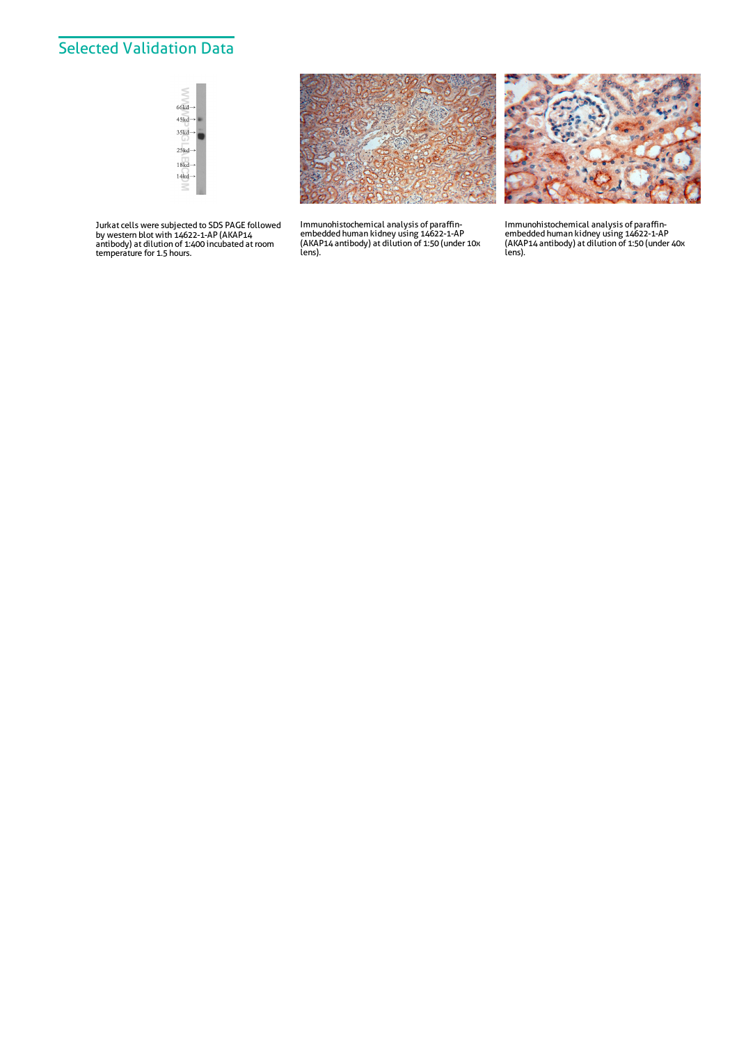## Selected Validation Data

66kd→
45kd→
35kd→
25kd→
18kd→
14kd→

Jurkat cells were subjected to SDS PAGE followed by western blot with 14622-1-AP (AKAP14 antibody) at dilution of 1:400 incubated at room temperature for 1.5 hours.

Immunohistochemical analysis of paraffin-embedded human kidney using 14622-1-AP (AKAP14 antibody) at dilution of 1:50 (under 10x lens).

Immunohistochemical analysis of paraffin-embedded human kidney using 14622-1-AP (AKAP14 antibody) at dilution of 1:50 (under 40x lens).